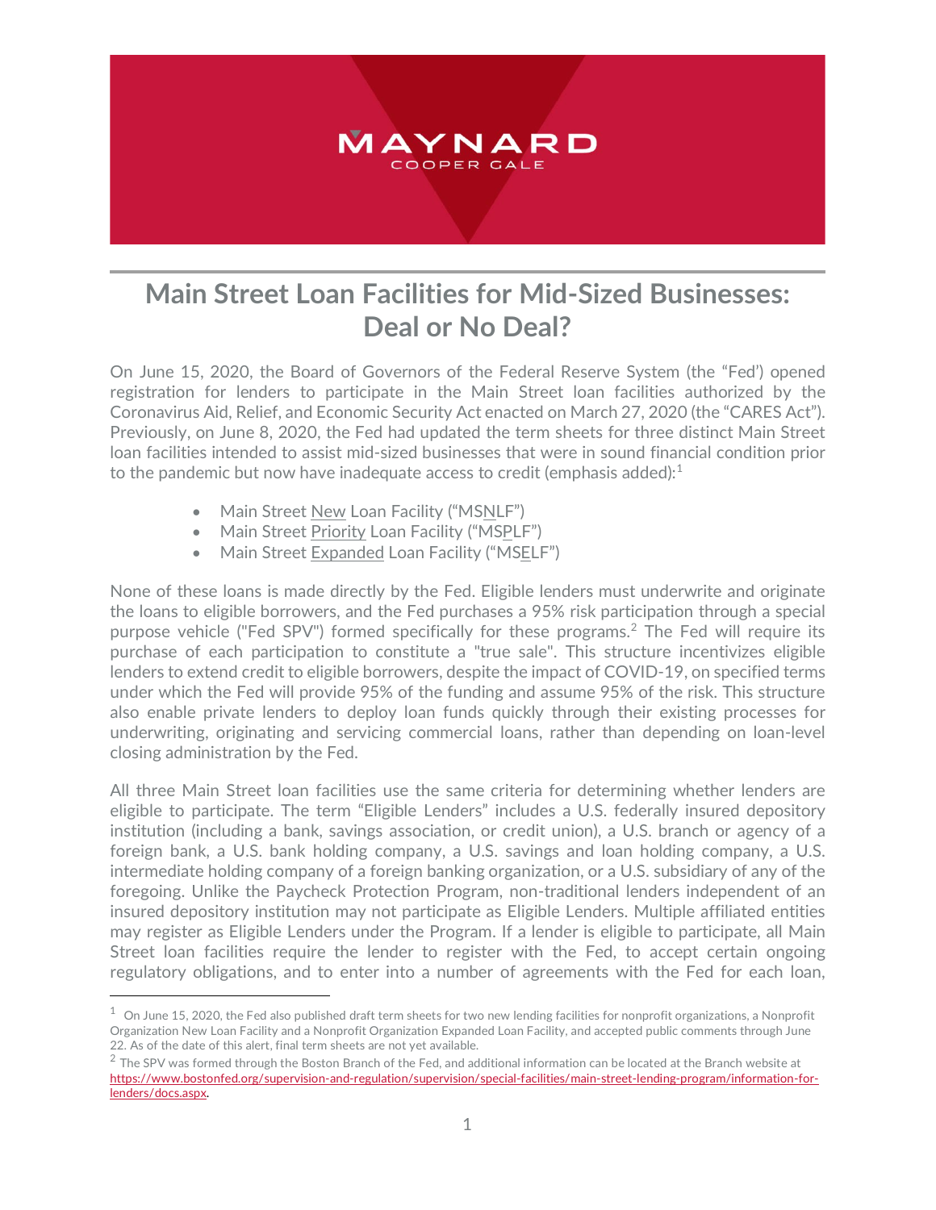MAYNARD
COOPER GALE

# Main Street Loan Facilities for Mid-Sized Businesses: Deal or No Deal?

On June 15, 2020, the Board of Governors of the Federal Reserve System (the "Fed') opened registration for lenders to participate in the Main Street loan facilities authorized by the Coronavirus Aid, Relief, and Economic Security Act enacted on March 27, 2020 (the "CARES Act"). Previously, on June 8, 2020, the Fed had updated the term sheets for three distinct Main Street loan facilities intended to assist mid-sized businesses that were in sound financial condition prior to the pandemic but now have inadequate access to credit (emphasis added):[1]

- Main Street <u>New</u> Loan Facility ("MS<u>N</u>LF")
- Main Street <u>Priority</u> Loan Facility ("MS<u>P</u>LF")
- Main Street <u>Expanded</u> Loan Facility ("MS<u>E</u>LF")

None of these loans is made directly by the Fed. Eligible lenders must underwrite and originate the loans to eligible borrowers, and the Fed purchases a 95% risk participation through a special purpose vehicle ("Fed SPV") formed specifically for these programs.[2] The Fed will require its purchase of each participation to constitute a "true sale". This structure incentivizes eligible lenders to extend credit to eligible borrowers, despite the impact of COVID-19, on specified terms under which the Fed will provide 95% of the funding and assume 95% of the risk. This structure also enable private lenders to deploy loan funds quickly through their existing processes for underwriting, originating and servicing commercial loans, rather than depending on loan-level closing administration by the Fed.

All three Main Street loan facilities use the same criteria for determining whether lenders are eligible to participate. The term "Eligible Lenders" includes a U.S. federally insured depository institution (including a bank, savings association, or credit union), a U.S. branch or agency of a foreign bank, a U.S. bank holding company, a U.S. savings and loan holding company, a U.S. intermediate holding company of a foreign banking organization, or a U.S. subsidiary of any of the foregoing. Unlike the Paycheck Protection Program, non-traditional lenders independent of an insured depository institution may not participate as Eligible Lenders. Multiple affiliated entities may register as Eligible Lenders under the Program. If a lender is eligible to participate, all Main Street loan facilities require the lender to register with the Fed, to accept certain ongoing regulatory obligations, and to enter into a number of agreements with the Fed for each loan,

---

[1] On June 15, 2020, the Fed also published draft term sheets for two new lending facilities for nonprofit organizations, a Nonprofit Organization New Loan Facility and a Nonprofit Organization Expanded Loan Facility, and accepted public comments through June 22. As of the date of this alert, final term sheets are not yet available.

[2] The SPV was formed through the Boston Branch of the Fed, and additional information can be located at the Branch website at https://www.bostonfed.org/supervision-and-regulation/supervision/special-facilities/main-street-lending-program/information-for-lenders/docs.aspx.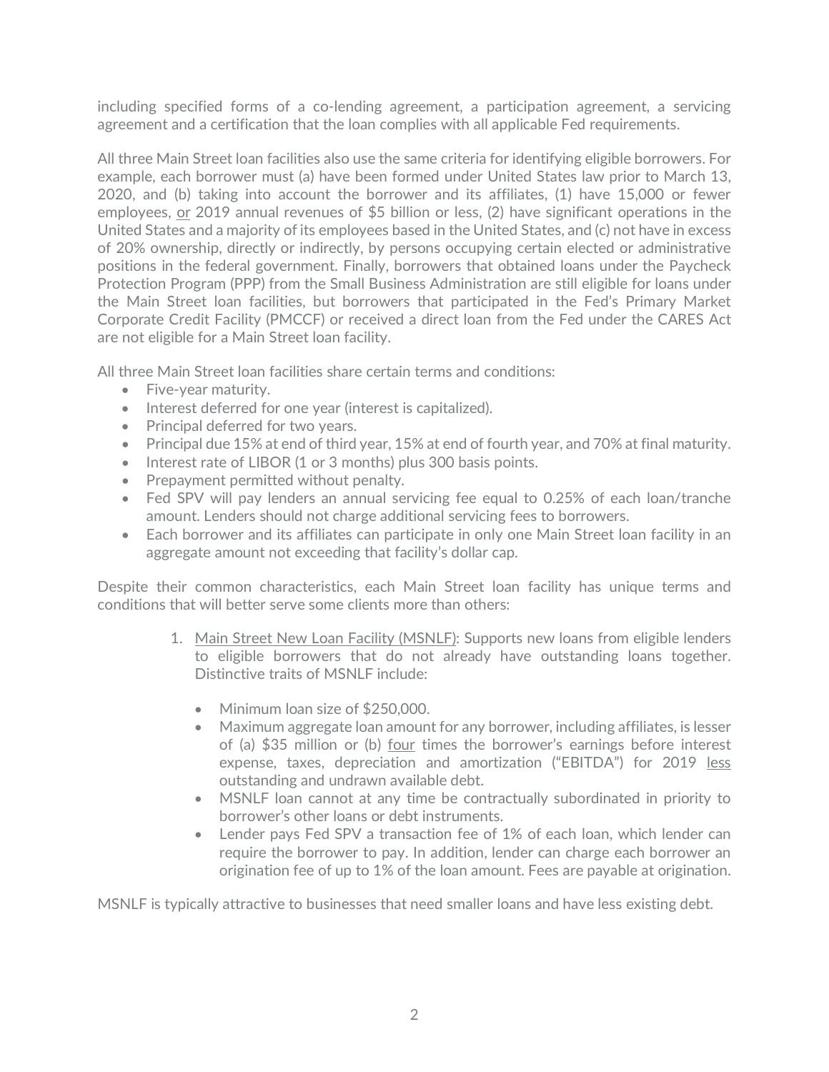including specified forms of a co-lending agreement, a participation agreement, a servicing agreement and a certification that the loan complies with all applicable Fed requirements.

All three Main Street loan facilities also use the same criteria for identifying eligible borrowers. For example, each borrower must (a) have been formed under United States law prior to March 13, 2020, and (b) taking into account the borrower and its affiliates, (1) have 15,000 or fewer employees, <u>or</u> 2019 annual revenues of $5 billion or less, (2) have significant operations in the United States and a majority of its employees based in the United States, and (c) not have in excess of 20% ownership, directly or indirectly, by persons occupying certain elected or administrative positions in the federal government. Finally, borrowers that obtained loans under the Paycheck Protection Program (PPP) from the Small Business Administration are still eligible for loans under the Main Street loan facilities, but borrowers that participated in the Fed's Primary Market Corporate Credit Facility (PMCCF) or received a direct loan from the Fed under the CARES Act are not eligible for a Main Street loan facility.

All three Main Street loan facilities share certain terms and conditions:

- Five-year maturity.
- Interest deferred for one year (interest is capitalized).
- Principal deferred for two years.
- Principal due 15% at end of third year, 15% at end of fourth year, and 70% at final maturity.
- Interest rate of LIBOR (1 or 3 months) plus 300 basis points.
- Prepayment permitted without penalty.
- Fed SPV will pay lenders an annual servicing fee equal to 0.25% of each loan/tranche amount. Lenders should not charge additional servicing fees to borrowers.
- Each borrower and its affiliates can participate in only one Main Street loan facility in an aggregate amount not exceeding that facility's dollar cap.

Despite their common characteristics, each Main Street loan facility has unique terms and conditions that will better serve some clients more than others:

1. <u>Main Street New Loan Facility (MSNLF)</u>: Supports new loans from eligible lenders to eligible borrowers that do not already have outstanding loans together. Distinctive traits of MSNLF include:

    - Minimum loan size of $250,000.
    - Maximum aggregate loan amount for any borrower, including affiliates, is lesser of (a) $35 million or (b) <u>four</u> times the borrower's earnings before interest expense, taxes, depreciation and amortization ("EBITDA") for 2019 <u>less</u> outstanding and undrawn available debt.
    - MSNLF loan cannot at any time be contractually subordinated in priority to borrower's other loans or debt instruments.
    - Lender pays Fed SPV a transaction fee of 1% of each loan, which lender can require the borrower to pay. In addition, lender can charge each borrower an origination fee of up to 1% of the loan amount. Fees are payable at origination.

MSNLF is typically attractive to businesses that need smaller loans and have less existing debt.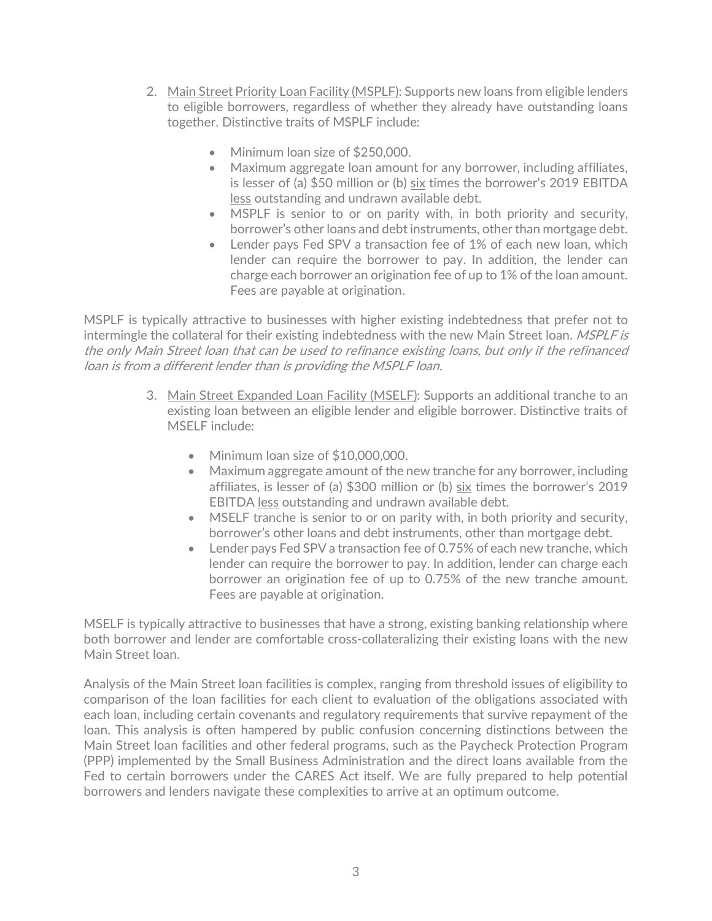2. <u>Main Street Priority Loan Facility (MSPLF)</u>: Supports new loans from eligible lenders to eligible borrowers, regardless of whether they already have outstanding loans together. Distinctive traits of MSPLF include:

    - Minimum loan size of $250,000.
    - Maximum aggregate loan amount for any borrower, including affiliates, is lesser of (a) $50 million or (b) <u>six</u> times the borrower's 2019 EBITDA <u>less</u> outstanding and undrawn available debt.
    - MSPLF is senior to or on parity with, in both priority and security, borrower's other loans and debt instruments, other than mortgage debt.
    - Lender pays Fed SPV a transaction fee of 1% of each new loan, which lender can require the borrower to pay. In addition, the lender can charge each borrower an origination fee of up to 1% of the loan amount. Fees are payable at origination.

MSPLF is typically attractive to businesses with higher existing indebtedness that prefer not to intermingle the collateral for their existing indebtedness with the new Main Street loan. *MSPLF is the only Main Street loan that can be used to refinance existing loans, but only if the refinanced loan is from a different lender than is providing the MSPLF loan.*

3. <u>Main Street Expanded Loan Facility (MSELF)</u>: Supports an additional tranche to an existing loan between an eligible lender and eligible borrower. Distinctive traits of MSELF include:

    - Minimum loan size of $10,000,000.
    - Maximum aggregate amount of the new tranche for any borrower, including affiliates, is lesser of (a) $300 million or (b) <u>six</u> times the borrower's 2019 EBITDA <u>less</u> outstanding and undrawn available debt.
    - MSELF tranche is senior to or on parity with, in both priority and security, borrower's other loans and debt instruments, other than mortgage debt.
    - Lender pays Fed SPV a transaction fee of 0.75% of each new tranche, which lender can require the borrower to pay. In addition, lender can charge each borrower an origination fee of up to 0.75% of the new tranche amount. Fees are payable at origination.

MSELF is typically attractive to businesses that have a strong, existing banking relationship where both borrower and lender are comfortable cross-collateralizing their existing loans with the new Main Street loan.

Analysis of the Main Street loan facilities is complex, ranging from threshold issues of eligibility to comparison of the loan facilities for each client to evaluation of the obligations associated with each loan, including certain covenants and regulatory requirements that survive repayment of the loan. This analysis is often hampered by public confusion concerning distinctions between the Main Street loan facilities and other federal programs, such as the Paycheck Protection Program (PPP) implemented by the Small Business Administration and the direct loans available from the Fed to certain borrowers under the CARES Act itself. We are fully prepared to help potential borrowers and lenders navigate these complexities to arrive at an optimum outcome.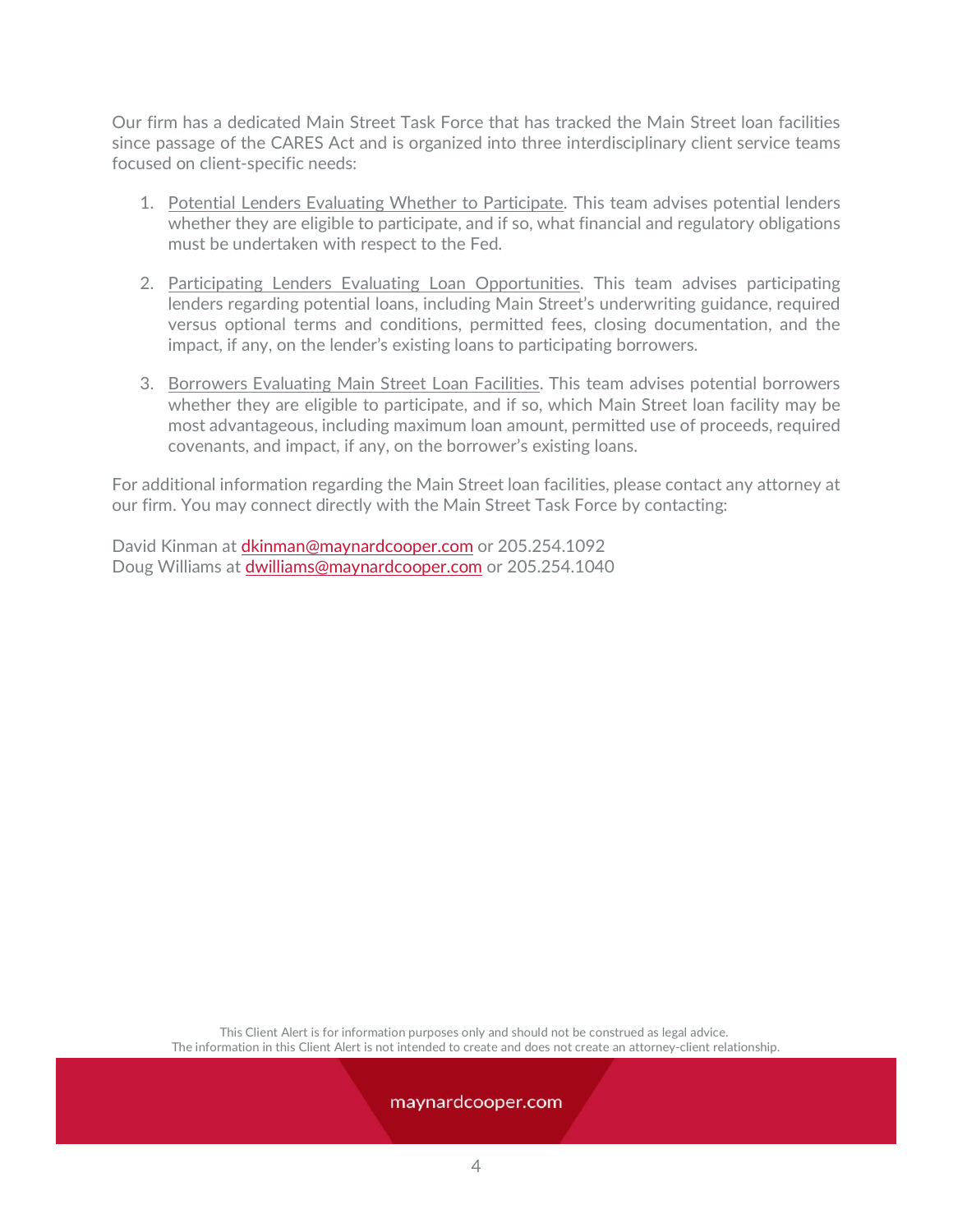Our firm has a dedicated Main Street Task Force that has tracked the Main Street loan facilities since passage of the CARES Act and is organized into three interdisciplinary client service teams focused on client-specific needs:

1. Potential Lenders Evaluating Whether to Participate. This team advises potential lenders whether they are eligible to participate, and if so, what financial and regulatory obligations must be undertaken with respect to the Fed.

2. Participating Lenders Evaluating Loan Opportunities. This team advises participating lenders regarding potential loans, including Main Street's underwriting guidance, required versus optional terms and conditions, permitted fees, closing documentation, and the impact, if any, on the lender's existing loans to participating borrowers.

3. Borrowers Evaluating Main Street Loan Facilities. This team advises potential borrowers whether they are eligible to participate, and if so, which Main Street loan facility may be most advantageous, including maximum loan amount, permitted use of proceeds, required covenants, and impact, if any, on the borrower's existing loans.

For additional information regarding the Main Street loan facilities, please contact any attorney at our firm. You may connect directly with the Main Street Task Force by contacting:

David Kinman at dkinman@maynardcooper.com or 205.254.1092
Doug Williams at dwilliams@maynardcooper.com or 205.254.1040

This Client Alert is for information purposes only and should not be construed as legal advice.
The information in this Client Alert is not intended to create and does not create an attorney-client relationship.

maynardcooper.com